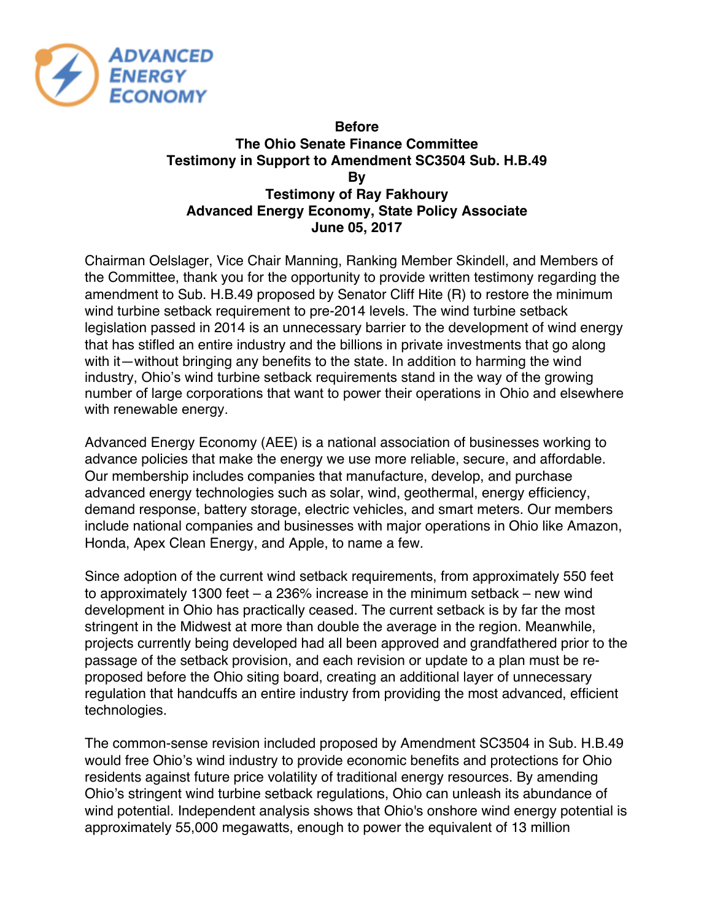**Before**
**The Ohio Senate Finance Committee**
**Testimony in Support to Amendment SC3504 Sub. H.B.49**
**By**
**Testimony of Ray Fakhoury**
**Advanced Energy Economy, State Policy Associate**
**June 05, 2017**

Chairman Oelslager, Vice Chair Manning, Ranking Member Skindell, and Members of the Committee, thank you for the opportunity to provide written testimony regarding the amendment to Sub. H.B.49 proposed by Senator Cliff Hite (R) to restore the minimum wind turbine setback requirement to pre-2014 levels. The wind turbine setback legislation passed in 2014 is an unnecessary barrier to the development of wind energy that has stifled an entire industry and the billions in private investments that go along with it—without bringing any benefits to the state. In addition to harming the wind industry, Ohio's wind turbine setback requirements stand in the way of the growing number of large corporations that want to power their operations in Ohio and elsewhere with renewable energy.

Advanced Energy Economy (AEE) is a national association of businesses working to advance policies that make the energy we use more reliable, secure, and affordable. Our membership includes companies that manufacture, develop, and purchase advanced energy technologies such as solar, wind, geothermal, energy efficiency, demand response, battery storage, electric vehicles, and smart meters. Our members include national companies and businesses with major operations in Ohio like Amazon, Honda, Apex Clean Energy, and Apple, to name a few.

Since adoption of the current wind setback requirements, from approximately 550 feet to approximately 1300 feet – a 236% increase in the minimum setback – new wind development in Ohio has practically ceased. The current setback is by far the most stringent in the Midwest at more than double the average in the region. Meanwhile, projects currently being developed had all been approved and grandfathered prior to the passage of the setback provision, and each revision or update to a plan must be re-proposed before the Ohio siting board, creating an additional layer of unnecessary regulation that handcuffs an entire industry from providing the most advanced, efficient technologies.

The common-sense revision included proposed by Amendment SC3504 in Sub. H.B.49 would free Ohio's wind industry to provide economic benefits and protections for Ohio residents against future price volatility of traditional energy resources. By amending Ohio's stringent wind turbine setback regulations, Ohio can unleash its abundance of wind potential. Independent analysis shows that Ohio's onshore wind energy potential is approximately 55,000 megawatts, enough to power the equivalent of 13 million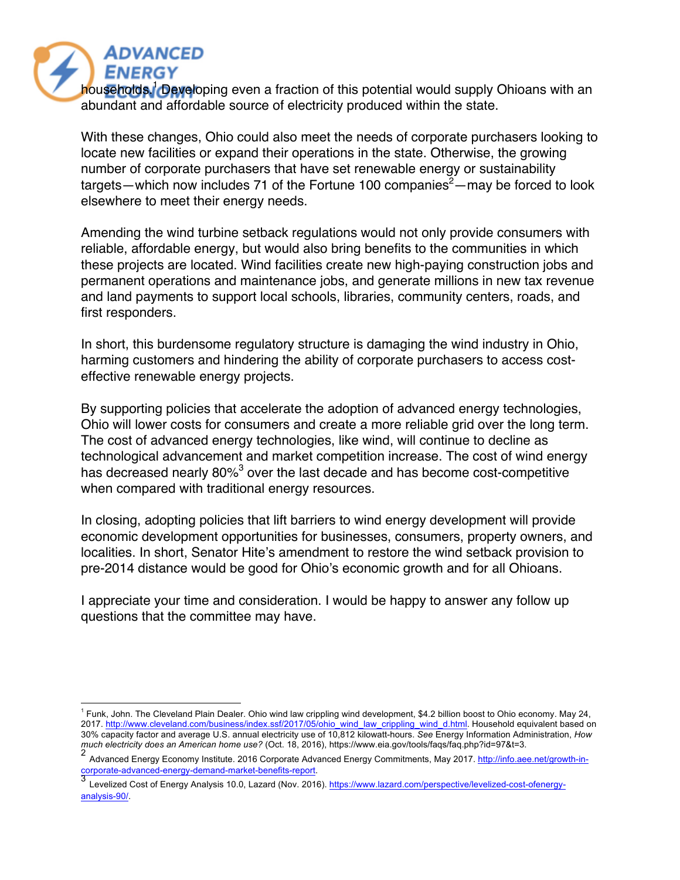households.[1] Developing even a fraction of this potential would supply Ohioans with an abundant and affordable source of electricity produced within the state.

With these changes, Ohio could also meet the needs of corporate purchasers looking to locate new facilities or expand their operations in the state. Otherwise, the growing number of corporate purchasers that have set renewable energy or sustainability targets—which now includes 71 of the Fortune 100 companies[2]—may be forced to look elsewhere to meet their energy needs.

Amending the wind turbine setback regulations would not only provide consumers with reliable, affordable energy, but would also bring benefits to the communities in which these projects are located. Wind facilities create new high-paying construction jobs and permanent operations and maintenance jobs, and generate millions in new tax revenue and land payments to support local schools, libraries, community centers, roads, and first responders.

In short, this burdensome regulatory structure is damaging the wind industry in Ohio, harming customers and hindering the ability of corporate purchasers to access cost-effective renewable energy projects.

By supporting policies that accelerate the adoption of advanced energy technologies, Ohio will lower costs for consumers and create a more reliable grid over the long term. The cost of advanced energy technologies, like wind, will continue to decline as technological advancement and market competition increase. The cost of wind energy has decreased nearly 80%[3] over the last decade and has become cost-competitive when compared with traditional energy resources.

In closing, adopting policies that lift barriers to wind energy development will provide economic development opportunities for businesses, consumers, property owners, and localities. In short, Senator Hite's amendment to restore the wind setback provision to pre-2014 distance would be good for Ohio's economic growth and for all Ohioans.

I appreciate your time and consideration. I would be happy to answer any follow up questions that the committee may have.

---

[1] Funk, John. The Cleveland Plain Dealer. Ohio wind law crippling wind development, $4.2 billion boost to Ohio economy. May 24, 2017. http://www.cleveland.com/business/index.ssf/2017/05/ohio_wind_law_crippling_wind_d.html. Household equivalent based on 30% capacity factor and average U.S. annual electricity use of 10,812 kilowatt-hours. *See* Energy Information Administration, *How much electricity does an American home use?* (Oct. 18, 2016), https://www.eia.gov/tools/faqs/faq.php?id=97&t=3.

[2] Advanced Energy Economy Institute. 2016 Corporate Advanced Energy Commitments, May 2017. http://info.aee.net/growth-in-corporate-advanced-energy-demand-market-benefits-report.

[3] Levelized Cost of Energy Analysis 10.0, Lazard (Nov. 2016). https://www.lazard.com/perspective/levelized-cost-ofenergy-analysis-90/.